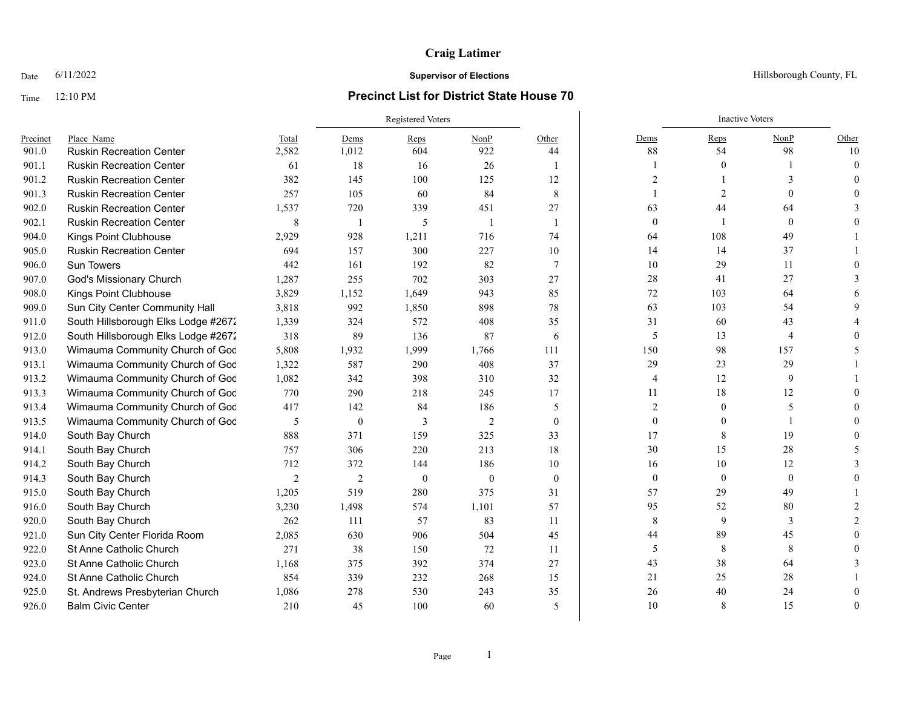# Craig Latimer

Date 6/11/2022

**Supervisor of Elections**

Hillsborough County, FL

Time 12:10 PM

## Precinct List for District State House 70

| Precinct | Place_Name | Total | Registered Voters | | | | Inactive Voters | | | |
|---|---|---|---|---|---|---|---|---|---|---|
| | | | Dems | Reps | NonP | Other | Dems | Reps | NonP | Other |
| 901.0 | Ruskin Recreation Center | 2,582 | 1,012 | 604 | 922 | 44 | 88 | 54 | 98 | 10 |
| 901.1 | Ruskin Recreation Center | 61 | 18 | 16 | 26 | 1 | 1 | 0 | 1 | 0 |
| 901.2 | Ruskin Recreation Center | 382 | 145 | 100 | 125 | 12 | 2 | 1 | 3 | 0 |
| 901.3 | Ruskin Recreation Center | 257 | 105 | 60 | 84 | 8 | 1 | 2 | 0 | 0 |
| 902.0 | Ruskin Recreation Center | 1,537 | 720 | 339 | 451 | 27 | 63 | 44 | 64 | 3 |
| 902.1 | Ruskin Recreation Center | 8 | 1 | 5 | 1 | 1 | 0 | 1 | 0 | 0 |
| 904.0 | Kings Point Clubhouse | 2,929 | 928 | 1,211 | 716 | 74 | 64 | 108 | 49 | 1 |
| 905.0 | Ruskin Recreation Center | 694 | 157 | 300 | 227 | 10 | 14 | 14 | 37 | 1 |
| 906.0 | Sun Towers | 442 | 161 | 192 | 82 | 7 | 10 | 29 | 11 | 0 |
| 907.0 | God's Missionary Church | 1,287 | 255 | 702 | 303 | 27 | 28 | 41 | 27 | 3 |
| 908.0 | Kings Point Clubhouse | 3,829 | 1,152 | 1,649 | 943 | 85 | 72 | 103 | 64 | 6 |
| 909.0 | Sun City Center Community Hall | 3,818 | 992 | 1,850 | 898 | 78 | 63 | 103 | 54 | 9 |
| 911.0 | South Hillsborough Elks Lodge #2672 | 1,339 | 324 | 572 | 408 | 35 | 31 | 60 | 43 | 4 |
| 912.0 | South Hillsborough Elks Lodge #2672 | 318 | 89 | 136 | 87 | 6 | 5 | 13 | 4 | 0 |
| 913.0 | Wimauma Community Church of God | 5,808 | 1,932 | 1,999 | 1,766 | 111 | 150 | 98 | 157 | 5 |
| 913.1 | Wimauma Community Church of God | 1,322 | 587 | 290 | 408 | 37 | 29 | 23 | 29 | 1 |
| 913.2 | Wimauma Community Church of God | 1,082 | 342 | 398 | 310 | 32 | 4 | 12 | 9 | 1 |
| 913.3 | Wimauma Community Church of God | 770 | 290 | 218 | 245 | 17 | 11 | 18 | 12 | 0 |
| 913.4 | Wimauma Community Church of God | 417 | 142 | 84 | 186 | 5 | 2 | 0 | 5 | 0 |
| 913.5 | Wimauma Community Church of God | 5 | 0 | 3 | 2 | 0 | 0 | 0 | 1 | 0 |
| 914.0 | South Bay Church | 888 | 371 | 159 | 325 | 33 | 17 | 8 | 19 | 0 |
| 914.1 | South Bay Church | 757 | 306 | 220 | 213 | 18 | 30 | 15 | 28 | 5 |
| 914.2 | South Bay Church | 712 | 372 | 144 | 186 | 10 | 16 | 10 | 12 | 3 |
| 914.3 | South Bay Church | 2 | 2 | 0 | 0 | 0 | 0 | 0 | 0 | 0 |
| 915.0 | South Bay Church | 1,205 | 519 | 280 | 375 | 31 | 57 | 29 | 49 | 1 |
| 916.0 | South Bay Church | 3,230 | 1,498 | 574 | 1,101 | 57 | 95 | 52 | 80 | 2 |
| 920.0 | South Bay Church | 262 | 111 | 57 | 83 | 11 | 8 | 9 | 3 | 2 |
| 921.0 | Sun City Center Florida Room | 2,085 | 630 | 906 | 504 | 45 | 44 | 89 | 45 | 0 |
| 922.0 | St Anne Catholic Church | 271 | 38 | 150 | 72 | 11 | 5 | 8 | 8 | 0 |
| 923.0 | St Anne Catholic Church | 1,168 | 375 | 392 | 374 | 27 | 43 | 38 | 64 | 3 |
| 924.0 | St Anne Catholic Church | 854 | 339 | 232 | 268 | 15 | 21 | 25 | 28 | 1 |
| 925.0 | St. Andrews Presbyterian Church | 1,086 | 278 | 530 | 243 | 35 | 26 | 40 | 24 | 0 |
| 926.0 | Balm Civic Center | 210 | 45 | 100 | 60 | 5 | 10 | 8 | 15 | 0 |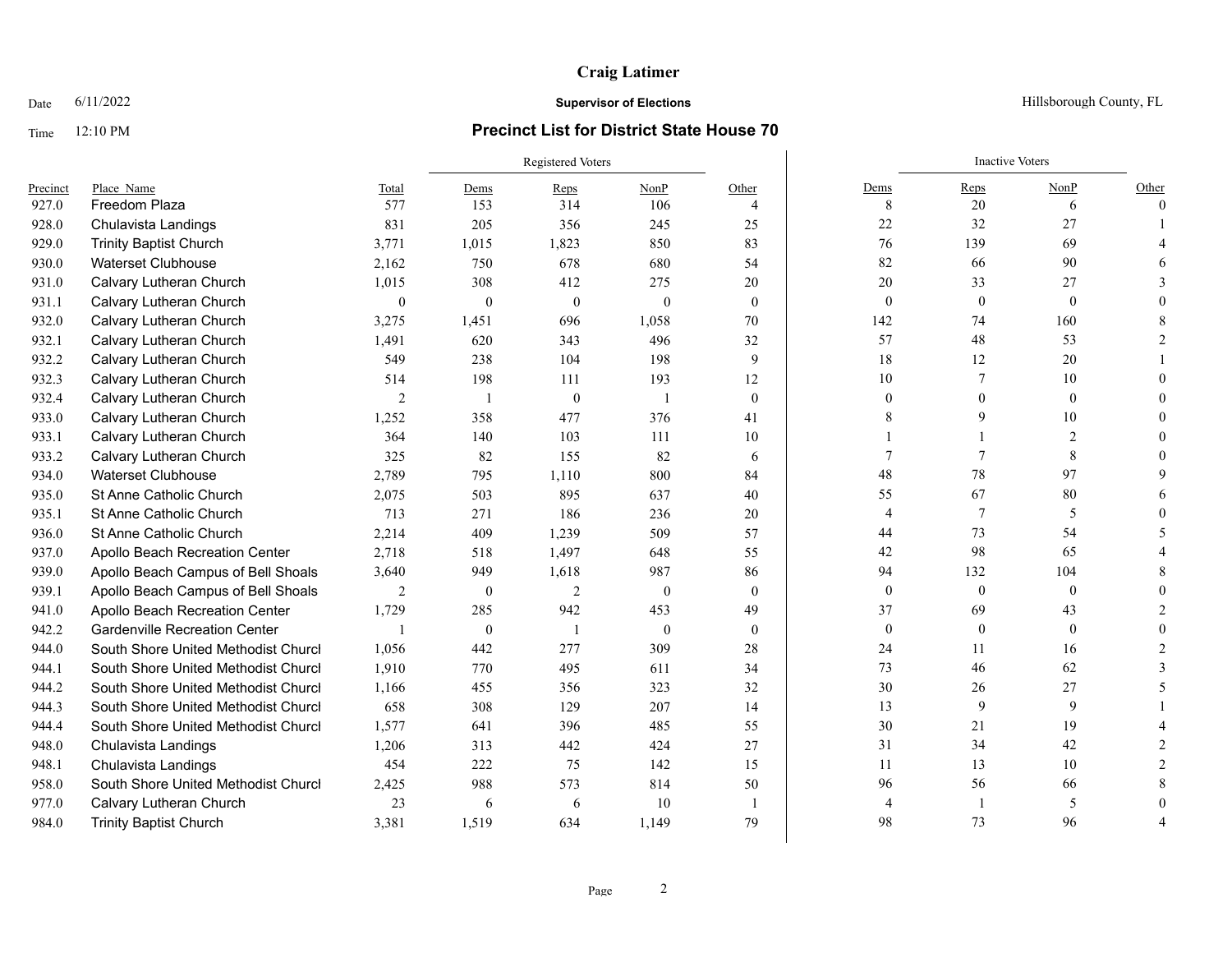# Craig Latimer

Date 6/11/2022 **Supervisor of Elections** Hillsborough County, FL

Time 12:10 PM **Precinct List for District State House 70**

| Precinct | Place_Name | Total | Registered Voters | | | | Inactive Voters | | | |
|---|---|---|---|---|---|---|---|---|---|---|
| | | | Dems | Reps | NonP | Other | Dems | Reps | NonP | Other |
| 927.0 | Freedom Plaza | 577 | 153 | 314 | 106 | 4 | 8 | 20 | 6 | 0 |
| 928.0 | Chulavista Landings | 831 | 205 | 356 | 245 | 25 | 22 | 32 | 27 | 1 |
| 929.0 | Trinity Baptist Church | 3,771 | 1,015 | 1,823 | 850 | 83 | 76 | 139 | 69 | 4 |
| 930.0 | Waterset Clubhouse | 2,162 | 750 | 678 | 680 | 54 | 82 | 66 | 90 | 6 |
| 931.0 | Calvary Lutheran Church | 1,015 | 308 | 412 | 275 | 20 | 20 | 33 | 27 | 3 |
| 931.1 | Calvary Lutheran Church | 0 | 0 | 0 | 0 | 0 | 0 | 0 | 0 | 0 |
| 932.0 | Calvary Lutheran Church | 3,275 | 1,451 | 696 | 1,058 | 70 | 142 | 74 | 160 | 8 |
| 932.1 | Calvary Lutheran Church | 1,491 | 620 | 343 | 496 | 32 | 57 | 48 | 53 | 2 |
| 932.2 | Calvary Lutheran Church | 549 | 238 | 104 | 198 | 9 | 18 | 12 | 20 | 1 |
| 932.3 | Calvary Lutheran Church | 514 | 198 | 111 | 193 | 12 | 10 | 7 | 10 | 0 |
| 932.4 | Calvary Lutheran Church | 2 | 1 | 0 | 1 | 0 | 0 | 0 | 0 | 0 |
| 933.0 | Calvary Lutheran Church | 1,252 | 358 | 477 | 376 | 41 | 8 | 9 | 10 | 0 |
| 933.1 | Calvary Lutheran Church | 364 | 140 | 103 | 111 | 10 | 1 | 1 | 2 | 0 |
| 933.2 | Calvary Lutheran Church | 325 | 82 | 155 | 82 | 6 | 7 | 7 | 8 | 0 |
| 934.0 | Waterset Clubhouse | 2,789 | 795 | 1,110 | 800 | 84 | 48 | 78 | 97 | 9 |
| 935.0 | St Anne Catholic Church | 2,075 | 503 | 895 | 637 | 40 | 55 | 67 | 80 | 6 |
| 935.1 | St Anne Catholic Church | 713 | 271 | 186 | 236 | 20 | 4 | 7 | 5 | 0 |
| 936.0 | St Anne Catholic Church | 2,214 | 409 | 1,239 | 509 | 57 | 44 | 73 | 54 | 5 |
| 937.0 | Apollo Beach Recreation Center | 2,718 | 518 | 1,497 | 648 | 55 | 42 | 98 | 65 | 4 |
| 939.0 | Apollo Beach Campus of Bell Shoals | 3,640 | 949 | 1,618 | 987 | 86 | 94 | 132 | 104 | 8 |
| 939.1 | Apollo Beach Campus of Bell Shoals | 2 | 0 | 2 | 0 | 0 | 0 | 0 | 0 | 0 |
| 941.0 | Apollo Beach Recreation Center | 1,729 | 285 | 942 | 453 | 49 | 37 | 69 | 43 | 2 |
| 942.2 | Gardenville Recreation Center | 1 | 0 | 1 | 0 | 0 | 0 | 0 | 0 | 0 |
| 944.0 | South Shore United Methodist Churcl | 1,056 | 442 | 277 | 309 | 28 | 24 | 11 | 16 | 2 |
| 944.1 | South Shore United Methodist Churcl | 1,910 | 770 | 495 | 611 | 34 | 73 | 46 | 62 | 3 |
| 944.2 | South Shore United Methodist Churcl | 1,166 | 455 | 356 | 323 | 32 | 30 | 26 | 27 | 5 |
| 944.3 | South Shore United Methodist Churcl | 658 | 308 | 129 | 207 | 14 | 13 | 9 | 9 | 1 |
| 944.4 | South Shore United Methodist Churcl | 1,577 | 641 | 396 | 485 | 55 | 30 | 21 | 19 | 4 |
| 948.0 | Chulavista Landings | 1,206 | 313 | 442 | 424 | 27 | 31 | 34 | 42 | 2 |
| 948.1 | Chulavista Landings | 454 | 222 | 75 | 142 | 15 | 11 | 13 | 10 | 2 |
| 958.0 | South Shore United Methodist Churcl | 2,425 | 988 | 573 | 814 | 50 | 96 | 56 | 66 | 8 |
| 977.0 | Calvary Lutheran Church | 23 | 6 | 6 | 10 | 1 | 4 | 1 | 5 | 0 |
| 984.0 | Trinity Baptist Church | 3,381 | 1,519 | 634 | 1,149 | 79 | 98 | 73 | 96 | 4 |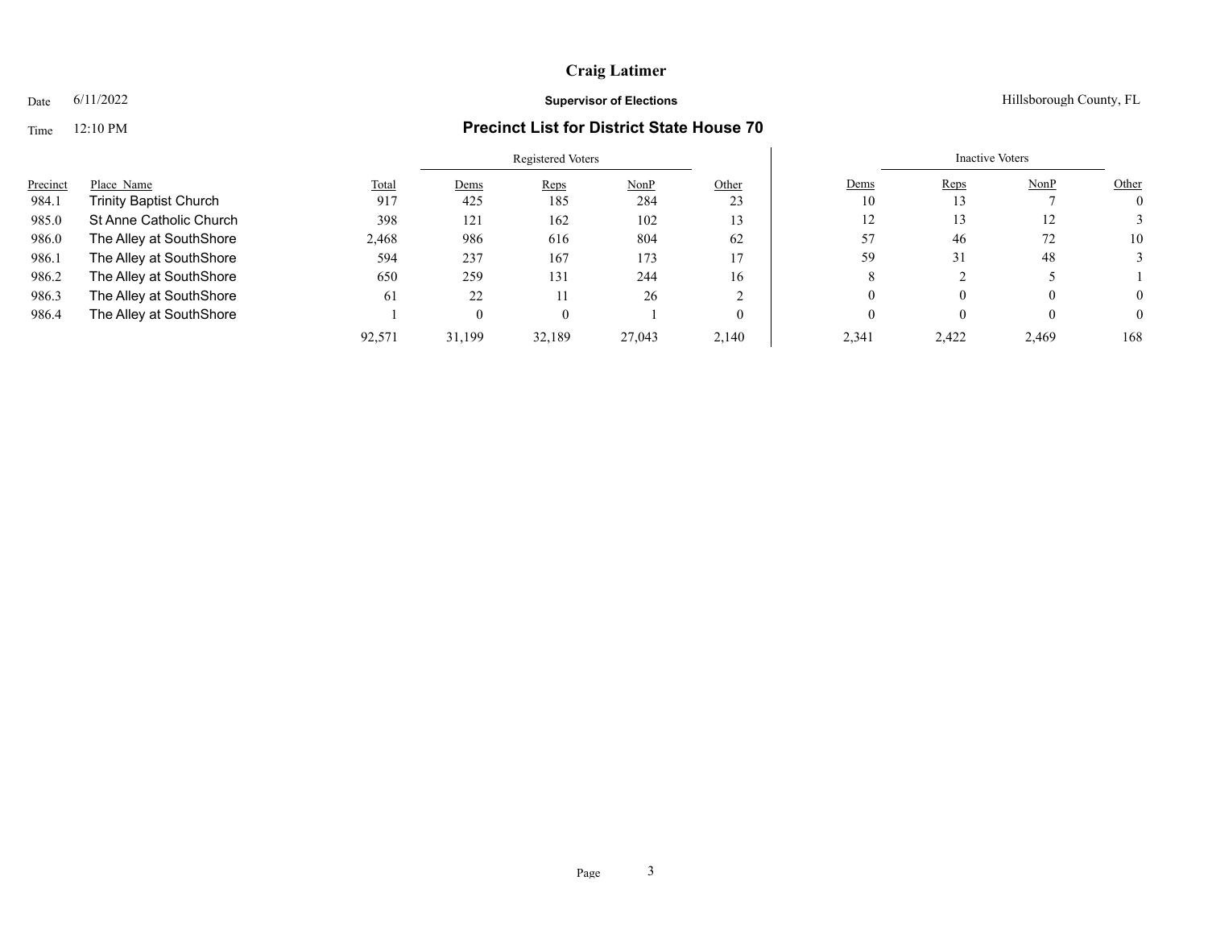# Craig Latimer

Date 6/11/2022 **Supervisor of Elections** Hillsborough County, FL

Time 12:10 PM

## Precinct List for District State House 70

| | | | Registered Voters | | | | Inactive Voters | | | |
|---|---|---|---|---|---|---|---|---|---|---|
| Precinct | Place_Name | Total | Dems | Reps | NonP | Other | Dems | Reps | NonP | Other |
| 984.1 | Trinity Baptist Church | 917 | 425 | 185 | 284 | 23 | 10 | 13 | 7 | 0 |
| 985.0 | St Anne Catholic Church | 398 | 121 | 162 | 102 | 13 | 12 | 13 | 12 | 3 |
| 986.0 | The Alley at SouthShore | 2,468 | 986 | 616 | 804 | 62 | 57 | 46 | 72 | 10 |
| 986.1 | The Alley at SouthShore | 594 | 237 | 167 | 173 | 17 | 59 | 31 | 48 | 3 |
| 986.2 | The Alley at SouthShore | 650 | 259 | 131 | 244 | 16 | 8 | 2 | 5 | 1 |
| 986.3 | The Alley at SouthShore | 61 | 22 | 11 | 26 | 2 | 0 | 0 | 0 | 0 |
| 986.4 | The Alley at SouthShore | 1 | 0 | 0 | 1 | 0 | 0 | 0 | 0 | 0 |
| | | 92,571 | 31,199 | 32,189 | 27,043 | 2,140 | 2,341 | 2,422 | 2,469 | 168 |